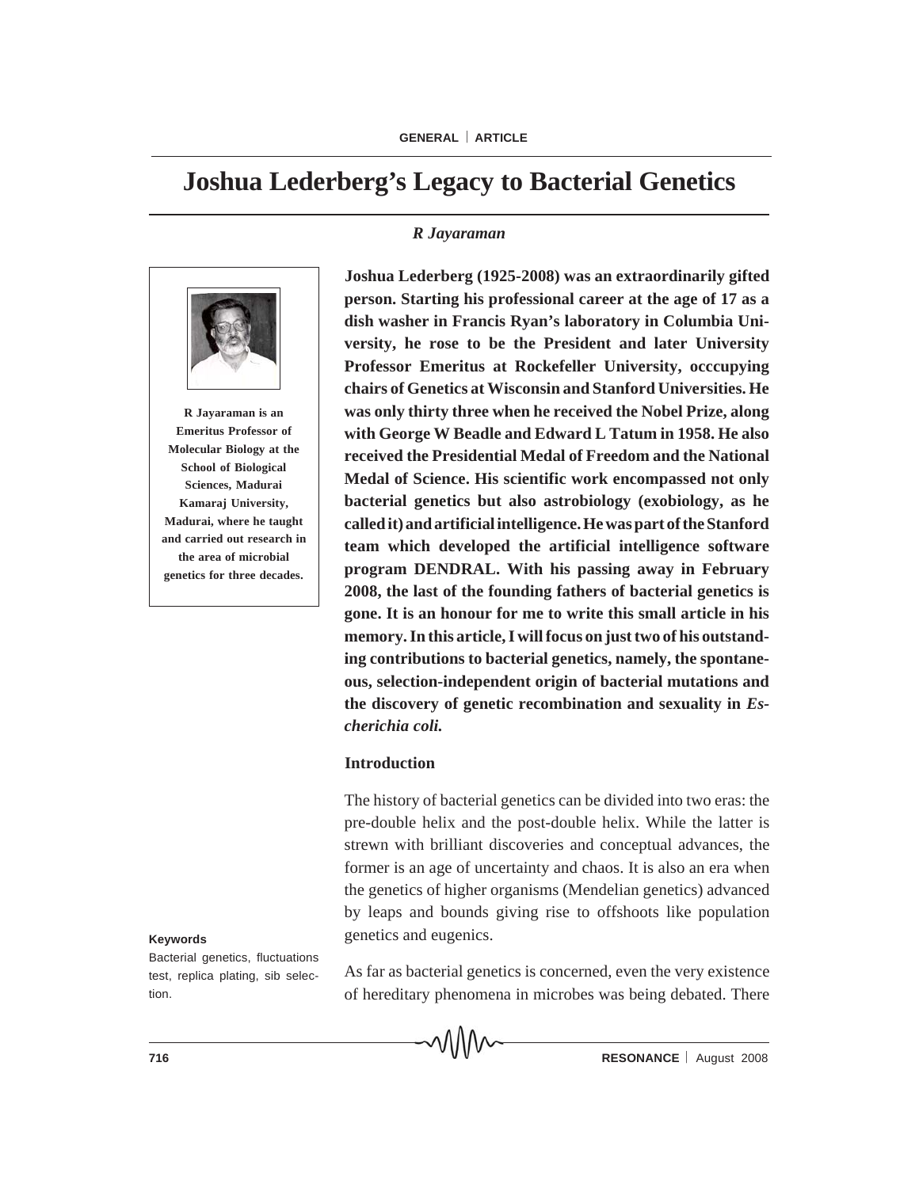# Joshua Lederberg's Legacy to Bacterial Genetics

*R Jayaraman*

**R Jayaraman is an Emeritus Professor of Molecular Biology at the School of Biological Sciences, Madurai Kamaraj University, Madurai, where he taught and carried out research in the area of microbial genetics for three decades.**

**Joshua Lederberg (1925-2008) was an extraordinarily gifted person. Starting his professional career at the age of 17 as a dish washer in Francis Ryan's laboratory in Columbia University, he rose to be the President and later University Professor Emeritus at Rockefeller University, occcupying chairs of Genetics at Wisconsin and Stanford Universities. He was only thirty three when he received the Nobel Prize, along with George W Beadle and Edward L Tatum in 1958. He also received the Presidential Medal of Freedom and the National Medal of Science. His scientific work encompassed not only bacterial genetics but also astrobiology (exobiology, as he called it) and artificial intelligence. He was part of the Stanford team which developed the artificial intelligence software program DENDRAL. With his passing away in February 2008, the last of the founding fathers of bacterial genetics is gone. It is an honour for me to write this small article in his memory. In this article, I will focus on just two of his outstanding contributions to bacterial genetics, namely, the spontaneous, selection-independent origin of bacterial mutations and the discovery of genetic recombination and sexuality in *Escherichia coli.***

## Introduction

The history of bacterial genetics can be divided into two eras: the pre-double helix and the post-double helix. While the latter is strewn with brilliant discoveries and conceptual advances, the former is an age of uncertainty and chaos. It is also an era when the genetics of higher organisms (Mendelian genetics) advanced by leaps and bounds giving rise to offshoots like population genetics and eugenics.

As far as bacterial genetics is concerned, even the very existence of hereditary phenomena in microbes was being debated. There

**Keywords**

Bacterial genetics, fluctuations test, replica plating, sib selection.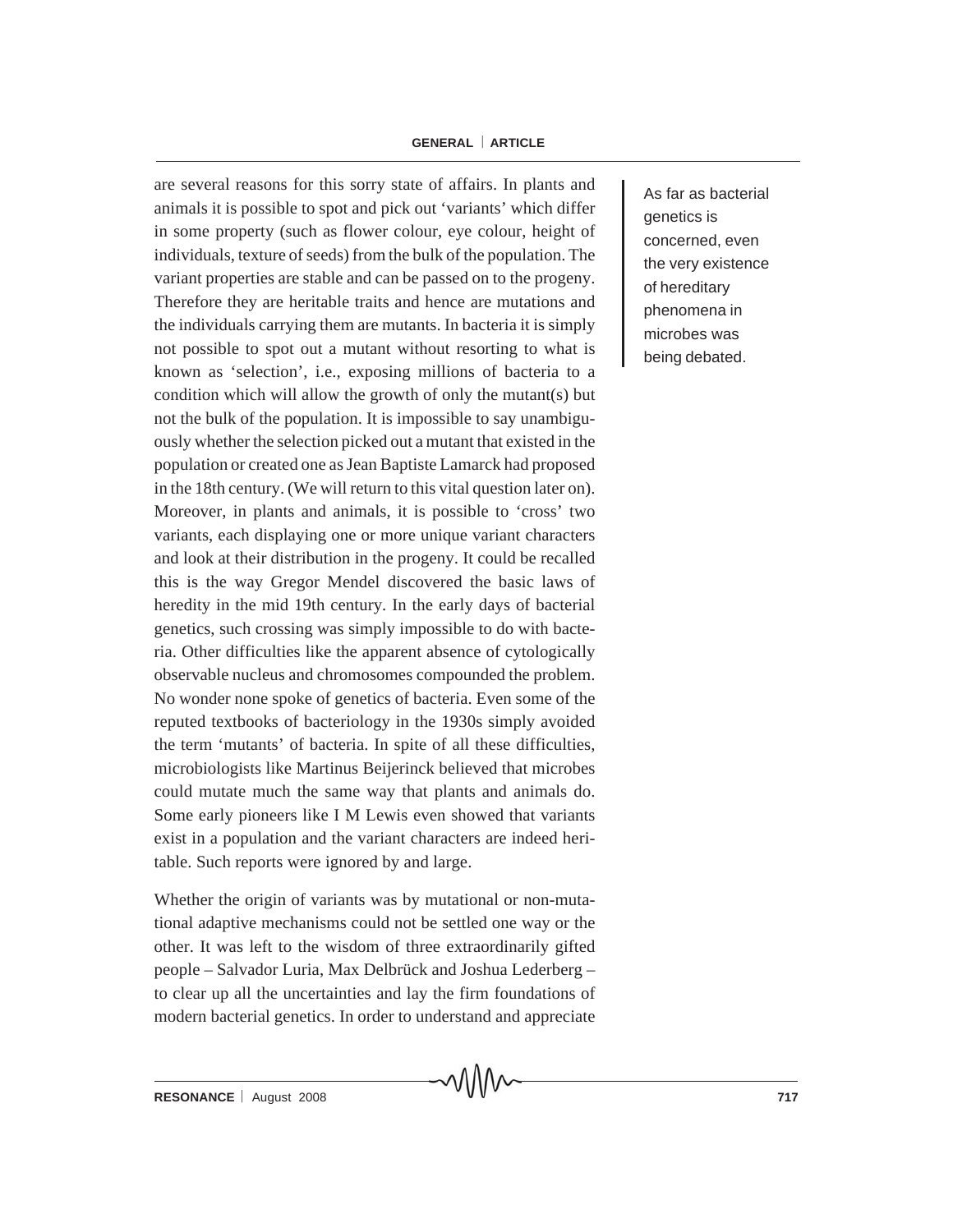are several reasons for this sorry state of affairs. In plants and animals it is possible to spot and pick out 'variants' which differ in some property (such as flower colour, eye colour, height of individuals, texture of seeds) from the bulk of the population. The variant properties are stable and can be passed on to the progeny. Therefore they are heritable traits and hence are mutations and the individuals carrying them are mutants. In bacteria it is simply not possible to spot out a mutant without resorting to what is known as 'selection', i.e., exposing millions of bacteria to a condition which will allow the growth of only the mutant(s) but not the bulk of the population. It is impossible to say unambiguously whether the selection picked out a mutant that existed in the population or created one as Jean Baptiste Lamarck had proposed in the 18th century. (We will return to this vital question later on). Moreover, in plants and animals, it is possible to 'cross' two variants, each displaying one or more unique variant characters and look at their distribution in the progeny. It could be recalled this is the way Gregor Mendel discovered the basic laws of heredity in the mid 19th century. In the early days of bacterial genetics, such crossing was simply impossible to do with bacteria. Other difficulties like the apparent absence of cytologically observable nucleus and chromosomes compounded the problem. No wonder none spoke of genetics of bacteria. Even some of the reputed textbooks of bacteriology in the 1930s simply avoided the term 'mutants' of bacteria. In spite of all these difficulties, microbiologists like Martinus Beijerinck believed that microbes could mutate much the same way that plants and animals do. Some early pioneers like I M Lewis even showed that variants exist in a population and the variant characters are indeed heritable. Such reports were ignored by and large.

As far as bacterial genetics is concerned, even the very existence of hereditary phenomena in microbes was being debated.

Whether the origin of variants was by mutational or non-mutational adaptive mechanisms could not be settled one way or the other. It was left to the wisdom of three extraordinarily gifted people – Salvador Luria, Max Delbrück and Joshua Lederberg – to clear up all the uncertainties and lay the firm foundations of modern bacterial genetics. In order to understand and appreciate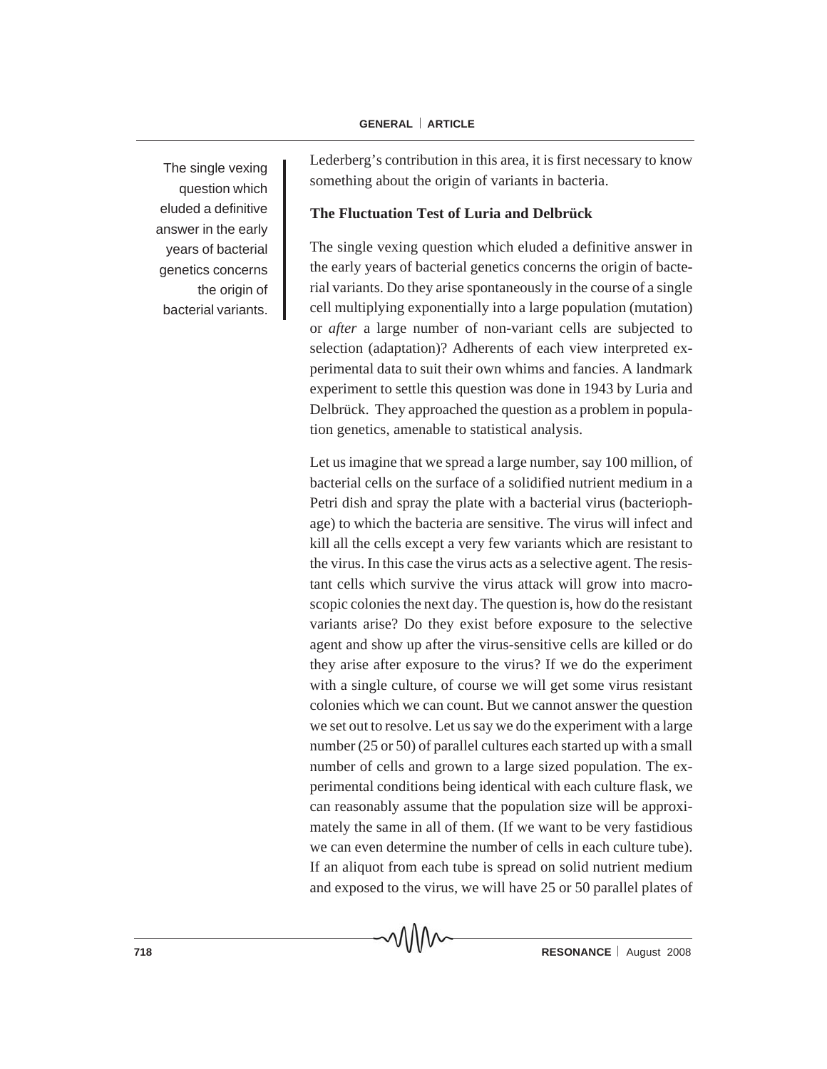Lederberg's contribution in this area, it is first necessary to know something about the origin of variants in bacteria.

### The Fluctuation Test of Luria and Delbrück

> The single vexing question which eluded a definitive answer in the early years of bacterial genetics concerns the origin of bacterial variants.

The single vexing question which eluded a definitive answer in the early years of bacterial genetics concerns the origin of bacterial variants. Do they arise spontaneously in the course of a single cell multiplying exponentially into a large population (mutation) or *after* a large number of non-variant cells are subjected to selection (adaptation)? Adherents of each view interpreted experimental data to suit their own whims and fancies. A landmark experiment to settle this question was done in 1943 by Luria and Delbrück. They approached the question as a problem in population genetics, amenable to statistical analysis.

Let us imagine that we spread a large number, say 100 million, of bacterial cells on the surface of a solidified nutrient medium in a Petri dish and spray the plate with a bacterial virus (bacteriophage) to which the bacteria are sensitive. The virus will infect and kill all the cells except a very few variants which are resistant to the virus. In this case the virus acts as a selective agent. The resistant cells which survive the virus attack will grow into macroscopic colonies the next day. The question is, how do the resistant variants arise? Do they exist before exposure to the selective agent and show up after the virus-sensitive cells are killed or do they arise after exposure to the virus? If we do the experiment with a single culture, of course we will get some virus resistant colonies which we can count. But we cannot answer the question we set out to resolve. Let us say we do the experiment with a large number (25 or 50) of parallel cultures each started up with a small number of cells and grown to a large sized population. The experimental conditions being identical with each culture flask, we can reasonably assume that the population size will be approximately the same in all of them. (If we want to be very fastidious we can even determine the number of cells in each culture tube). If an aliquot from each tube is spread on solid nutrient medium and exposed to the virus, we will have 25 or 50 parallel plates of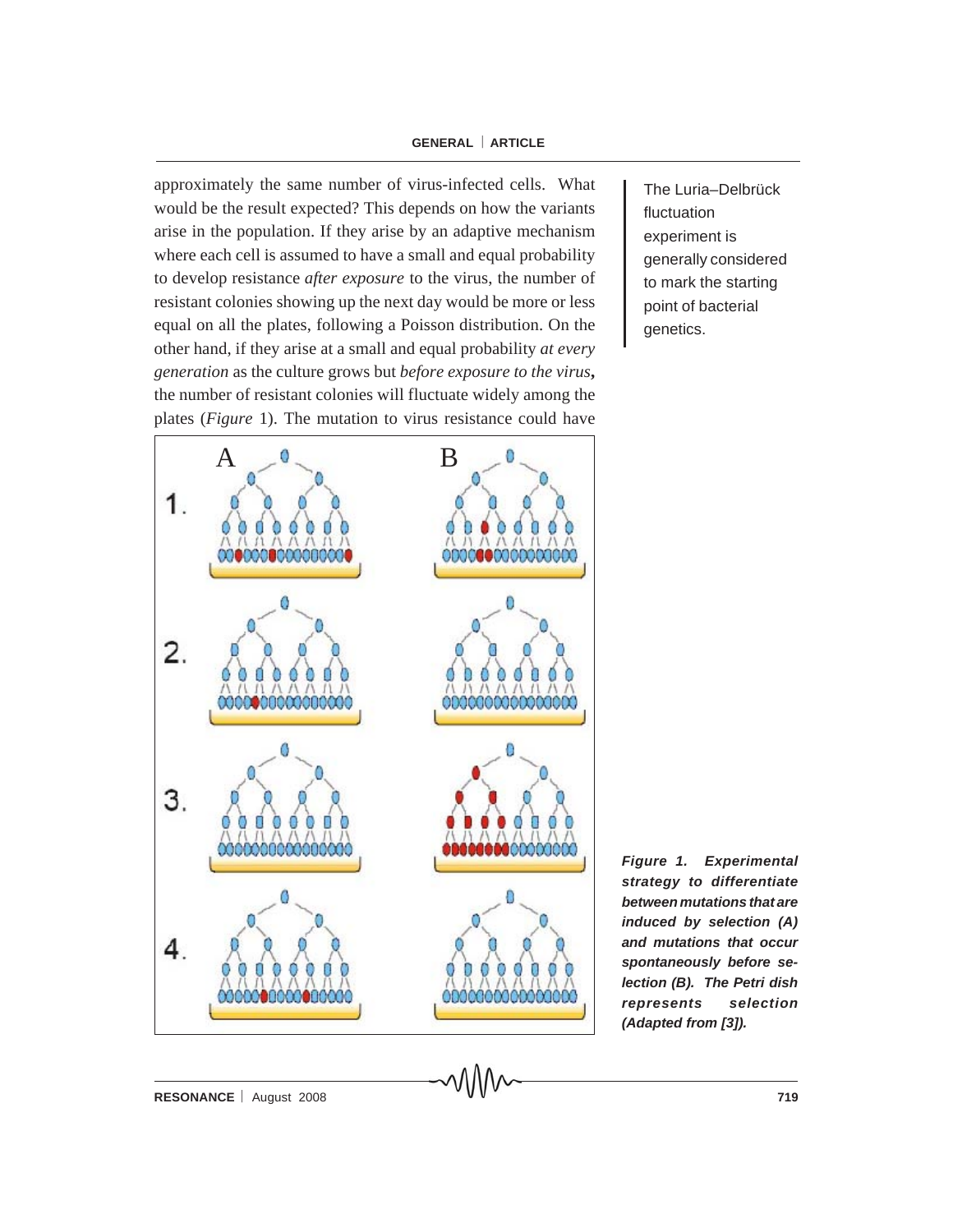approximately the same number of virus-infected cells. What would be the result expected? This depends on how the variants arise in the population. If they arise by an adaptive mechanism where each cell is assumed to have a small and equal probability to develop resistance *after exposure* to the virus, the number of resistant colonies showing up the next day would be more or less equal on all the plates, following a Poisson distribution. On the other hand, if they arise at a small and equal probability *at every generation* as the culture grows but *before exposure to the virus***,** the number of resistant colonies will fluctuate widely among the plates (*Figure* 1). The mutation to virus resistance could have

The Luria–Delbrück fluctuation experiment is generally considered to mark the starting point of bacterial genetics.

***Figure 1. Experimental strategy to differentiate between mutations that are induced by selection (A) and mutations that occur spontaneously before selection (B). The Petri dish represents selection (Adapted from [3]).***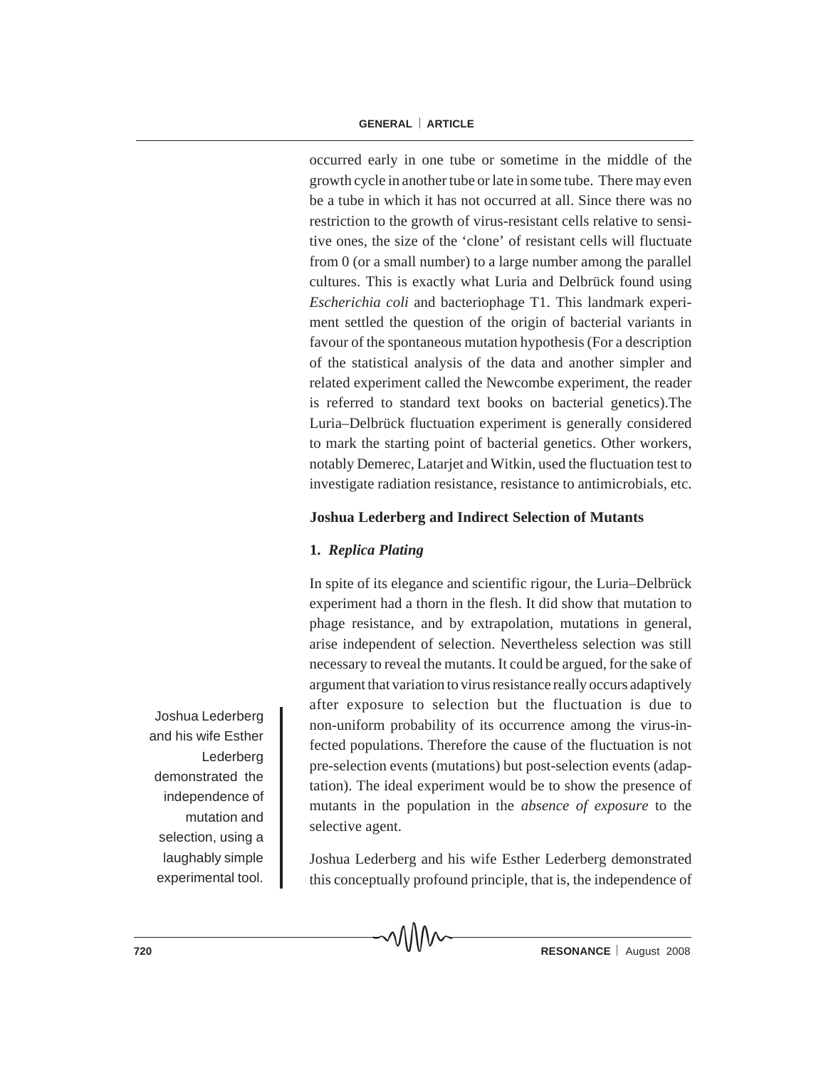occurred early in one tube or sometime in the middle of the growth cycle in another tube or late in some tube. There may even be a tube in which it has not occurred at all. Since there was no restriction to the growth of virus-resistant cells relative to sensitive ones, the size of the 'clone' of resistant cells will fluctuate from 0 (or a small number) to a large number among the parallel cultures. This is exactly what Luria and Delbrück found using *Escherichia coli* and bacteriophage T1. This landmark experiment settled the question of the origin of bacterial variants in favour of the spontaneous mutation hypothesis (For a description of the statistical analysis of the data and another simpler and related experiment called the Newcombe experiment, the reader is referred to standard text books on bacterial genetics).The Luria–Delbrück fluctuation experiment is generally considered to mark the starting point of bacterial genetics. Other workers, notably Demerec, Latarjet and Witkin, used the fluctuation test to investigate radiation resistance, resistance to antimicrobials, etc.

### Joshua Lederberg and Indirect Selection of Mutants

#### 1. *Replica Plating*

In spite of its elegance and scientific rigour, the Luria–Delbrück experiment had a thorn in the flesh. It did show that mutation to phage resistance, and by extrapolation, mutations in general, arise independent of selection. Nevertheless selection was still necessary to reveal the mutants. It could be argued, for the sake of argument that variation to virus resistance really occurs adaptively after exposure to selection but the fluctuation is due to non-uniform probability of its occurrence among the virus-infected populations. Therefore the cause of the fluctuation is not pre-selection events (mutations) but post-selection events (adaptation). The ideal experiment would be to show the presence of mutants in the population in the *absence of exposure* to the selective agent.

> Joshua Lederberg and his wife Esther Lederberg demonstrated the independence of mutation and selection, using a laughably simple experimental tool.

Joshua Lederberg and his wife Esther Lederberg demonstrated this conceptually profound principle, that is, the independence of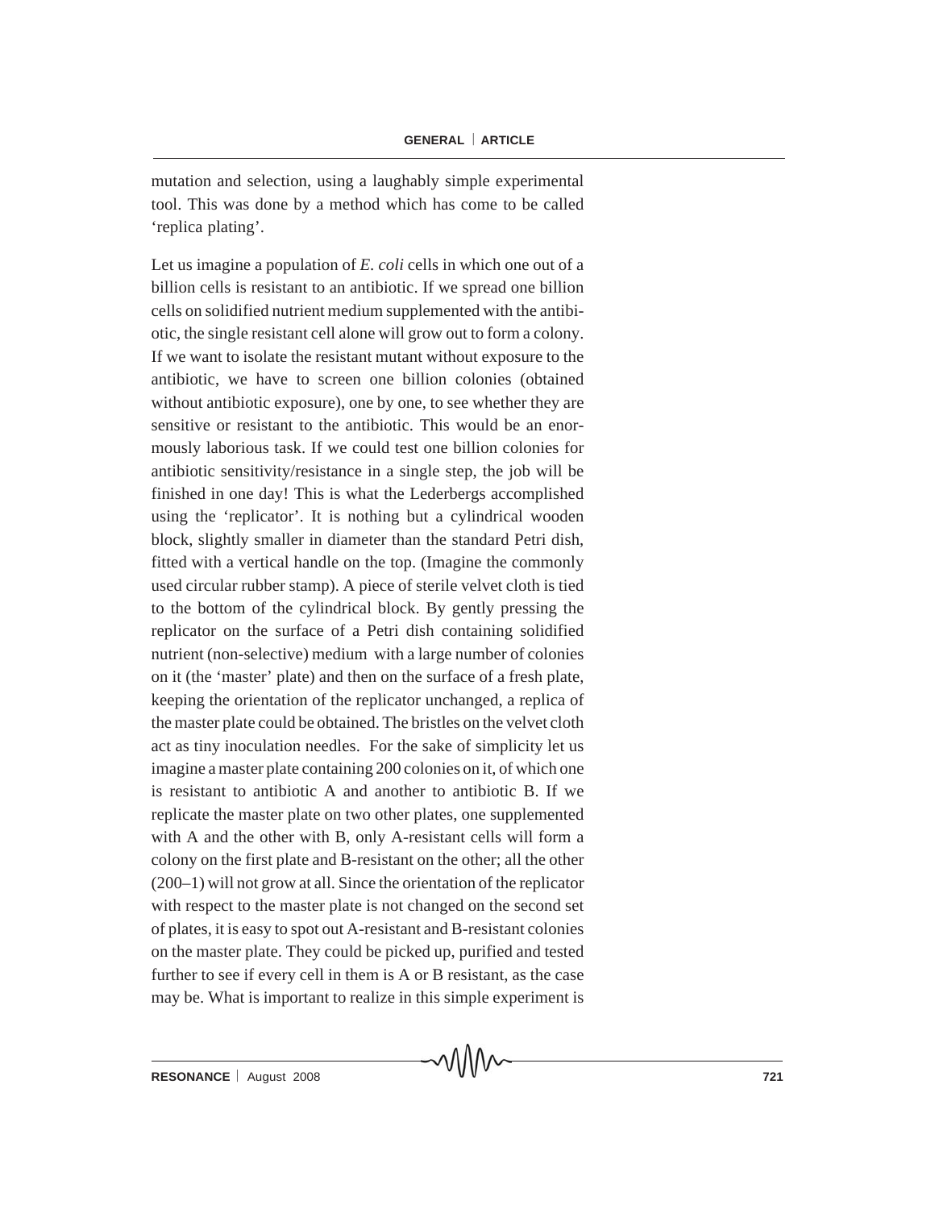mutation and selection, using a laughably simple experimental tool. This was done by a method which has come to be called 'replica plating'.

Let us imagine a population of *E. coli* cells in which one out of a billion cells is resistant to an antibiotic. If we spread one billion cells on solidified nutrient medium supplemented with the antibiotic, the single resistant cell alone will grow out to form a colony. If we want to isolate the resistant mutant without exposure to the antibiotic, we have to screen one billion colonies (obtained without antibiotic exposure), one by one, to see whether they are sensitive or resistant to the antibiotic. This would be an enormously laborious task. If we could test one billion colonies for antibiotic sensitivity/resistance in a single step, the job will be finished in one day! This is what the Lederbergs accomplished using the 'replicator'. It is nothing but a cylindrical wooden block, slightly smaller in diameter than the standard Petri dish, fitted with a vertical handle on the top. (Imagine the commonly used circular rubber stamp). A piece of sterile velvet cloth is tied to the bottom of the cylindrical block. By gently pressing the replicator on the surface of a Petri dish containing solidified nutrient (non-selective) medium with a large number of colonies on it (the 'master' plate) and then on the surface of a fresh plate, keeping the orientation of the replicator unchanged, a replica of the master plate could be obtained. The bristles on the velvet cloth act as tiny inoculation needles. For the sake of simplicity let us imagine a master plate containing 200 colonies on it, of which one is resistant to antibiotic A and another to antibiotic B. If we replicate the master plate on two other plates, one supplemented with A and the other with B, only A-resistant cells will form a colony on the first plate and B-resistant on the other; all the other (200–1) will not grow at all. Since the orientation of the replicator with respect to the master plate is not changed on the second set of plates, it is easy to spot out A-resistant and B-resistant colonies on the master plate. They could be picked up, purified and tested further to see if every cell in them is A or B resistant, as the case may be. What is important to realize in this simple experiment is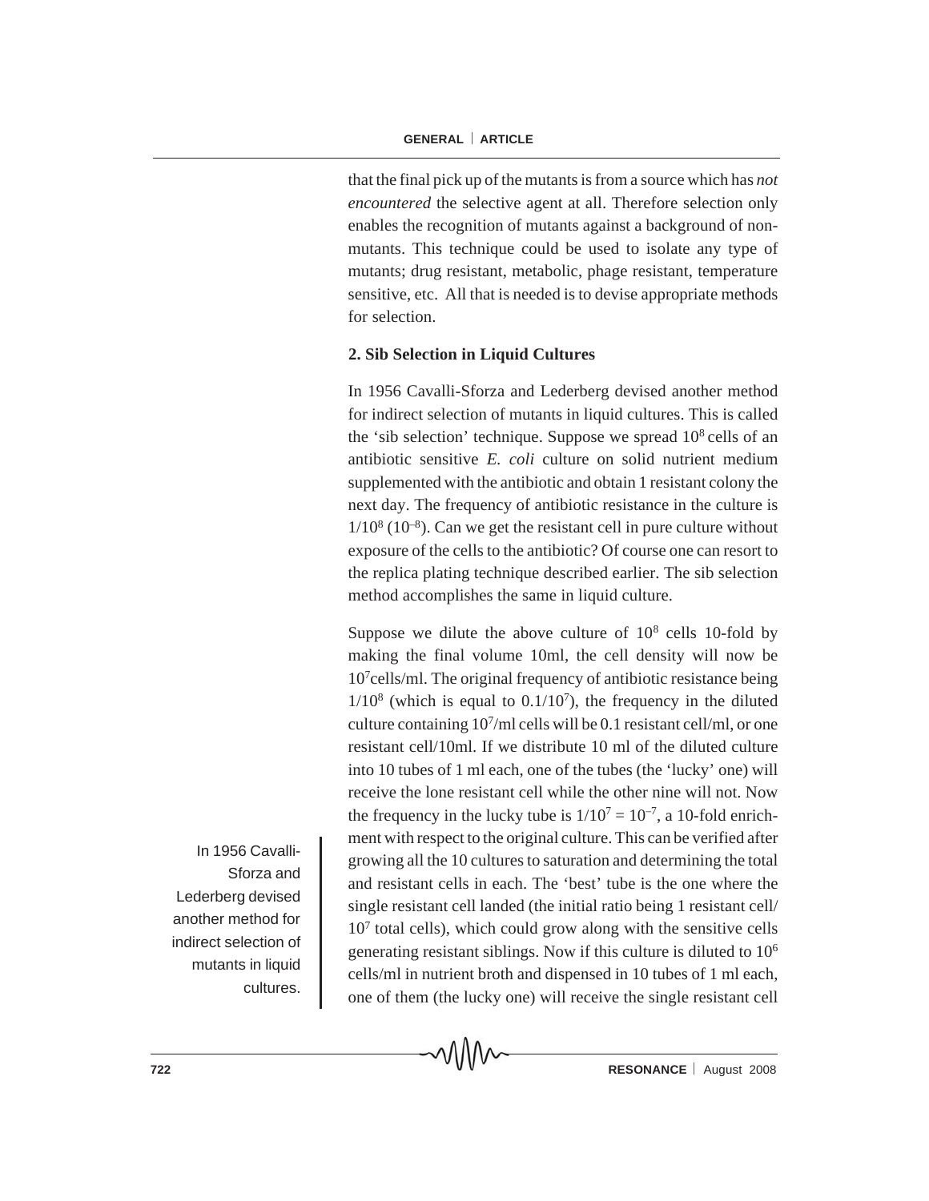that the final pick up of the mutants is from a source which has *not encountered* the selective agent at all. Therefore selection only enables the recognition of mutants against a background of non-mutants. This technique could be used to isolate any type of mutants; drug resistant, metabolic, phage resistant, temperature sensitive, etc. All that is needed is to devise appropriate methods for selection.

**2. Sib Selection in Liquid Cultures**

In 1956 Cavalli-Sforza and Lederberg devised another method for indirect selection of mutants in liquid cultures. This is called the 'sib selection' technique. Suppose we spread $10^8$ cells of an antibiotic sensitive *E. coli* culture on solid nutrient medium supplemented with the antibiotic and obtain 1 resistant colony the next day. The frequency of antibiotic resistance in the culture is $1/10^8$ ($10^{-8}$). Can we get the resistant cell in pure culture without exposure of the cells to the antibiotic? Of course one can resort to the replica plating technique described earlier. The sib selection method accomplishes the same in liquid culture.

Suppose we dilute the above culture of $10^8$ cells 10-fold by making the final volume 10ml, the cell density will now be $10^7$cells/ml. The original frequency of antibiotic resistance being $1/10^8$ (which is equal to $0.1/10^7$), the frequency in the diluted culture containing $10^7$/ml cells will be 0.1 resistant cell/ml, or one resistant cell/10ml. If we distribute 10 ml of the diluted culture into 10 tubes of 1 ml each, one of the tubes (the 'lucky' one) will receive the lone resistant cell while the other nine will not. Now the frequency in the lucky tube is $1/10^7 = 10^{-7}$, a 10-fold enrichment with respect to the original culture. This can be verified after growing all the 10 cultures to saturation and determining the total and resistant cells in each. The 'best' tube is the one where the single resistant cell landed (the initial ratio being 1 resistant cell/ $10^7$ total cells), which could grow along with the sensitive cells generating resistant siblings. Now if this culture is diluted to $10^6$ cells/ml in nutrient broth and dispensed in 10 tubes of 1 ml each, one of them (the lucky one) will receive the single resistant cell

In 1956 Cavalli-Sforza and Lederberg devised another method for indirect selection of mutants in liquid cultures.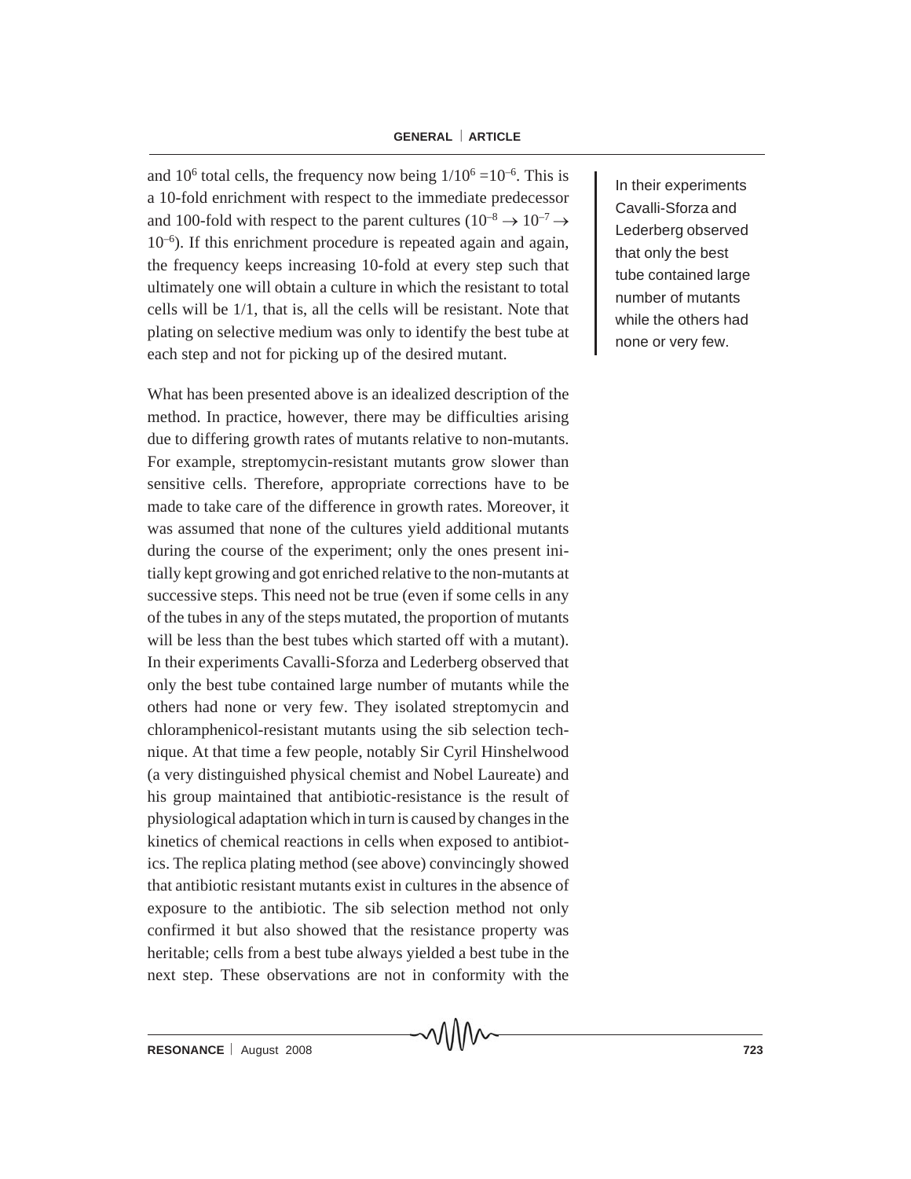and $10^6$ total cells, the frequency now being $1/10^6 = 10^{-6}$. This is a 10-fold enrichment with respect to the immediate predecessor and 100-fold with respect to the parent cultures ($10^{-8} \rightarrow 10^{-7} \rightarrow 10^{-6}$). If this enrichment procedure is repeated again and again, the frequency keeps increasing 10-fold at every step such that ultimately one will obtain a culture in which the resistant to total cells will be 1/1, that is, all the cells will be resistant. Note that plating on selective medium was only to identify the best tube at each step and not for picking up of the desired mutant.

In their experiments Cavalli-Sforza and Lederberg observed that only the best tube contained large number of mutants while the others had none or very few.

What has been presented above is an idealized description of the method. In practice, however, there may be difficulties arising due to differing growth rates of mutants relative to non-mutants. For example, streptomycin-resistant mutants grow slower than sensitive cells. Therefore, appropriate corrections have to be made to take care of the difference in growth rates. Moreover, it was assumed that none of the cultures yield additional mutants during the course of the experiment; only the ones present initially kept growing and got enriched relative to the non-mutants at successive steps. This need not be true (even if some cells in any of the tubes in any of the steps mutated, the proportion of mutants will be less than the best tubes which started off with a mutant). In their experiments Cavalli-Sforza and Lederberg observed that only the best tube contained large number of mutants while the others had none or very few. They isolated streptomycin and chloramphenicol-resistant mutants using the sib selection technique. At that time a few people, notably Sir Cyril Hinshelwood (a very distinguished physical chemist and Nobel Laureate) and his group maintained that antibiotic-resistance is the result of physiological adaptation which in turn is caused by changes in the kinetics of chemical reactions in cells when exposed to antibiotics. The replica plating method (see above) convincingly showed that antibiotic resistant mutants exist in cultures in the absence of exposure to the antibiotic. The sib selection method not only confirmed it but also showed that the resistance property was heritable; cells from a best tube always yielded a best tube in the next step. These observations are not in conformity with the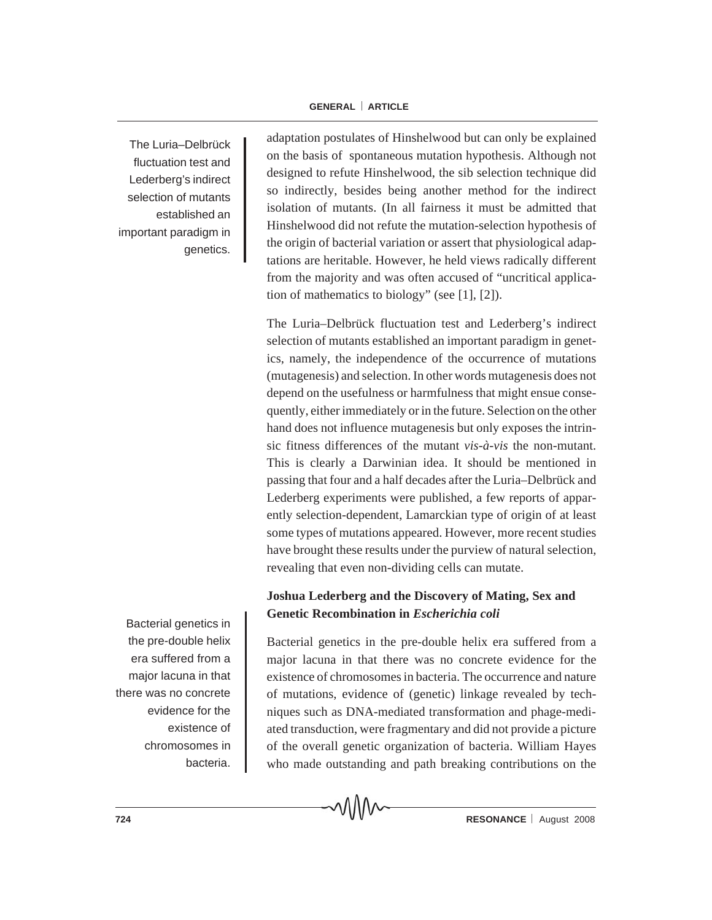adaptation postulates of Hinshelwood but can only be explained on the basis of spontaneous mutation hypothesis. Although not designed to refute Hinshelwood, the sib selection technique did so indirectly, besides being another method for the indirect isolation of mutants. (In all fairness it must be admitted that Hinshelwood did not refute the mutation-selection hypothesis of the origin of bacterial variation or assert that physiological adaptations are heritable. However, he held views radically different from the majority and was often accused of "uncritical application of mathematics to biology" (see [1], [2]).

The Luria–Delbrück fluctuation test and Lederberg's indirect selection of mutants established an important paradigm in genetics.

The Luria–Delbrück fluctuation test and Lederberg's indirect selection of mutants established an important paradigm in genetics, namely, the independence of the occurrence of mutations (mutagenesis) and selection. In other words mutagenesis does not depend on the usefulness or harmfulness that might ensue consequently, either immediately or in the future. Selection on the other hand does not influence mutagenesis but only exposes the intrinsic fitness differences of the mutant *vis-à-vis* the non-mutant. This is clearly a Darwinian idea. It should be mentioned in passing that four and a half decades after the Luria–Delbrück and Lederberg experiments were published, a few reports of apparently selection-dependent, Lamarckian type of origin of at least some types of mutations appeared. However, more recent studies have brought these results under the purview of natural selection, revealing that even non-dividing cells can mutate.

## Joshua Lederberg and the Discovery of Mating, Sex and Genetic Recombination in *Escherichia coli*

Bacterial genetics in the pre-double helix era suffered from a major lacuna in that there was no concrete evidence for the existence of chromosomes in bacteria.

Bacterial genetics in the pre-double helix era suffered from a major lacuna in that there was no concrete evidence for the existence of chromosomes in bacteria. The occurrence and nature of mutations, evidence of (genetic) linkage revealed by techniques such as DNA-mediated transformation and phage-mediated transduction, were fragmentary and did not provide a picture of the overall genetic organization of bacteria. William Hayes who made outstanding and path breaking contributions on the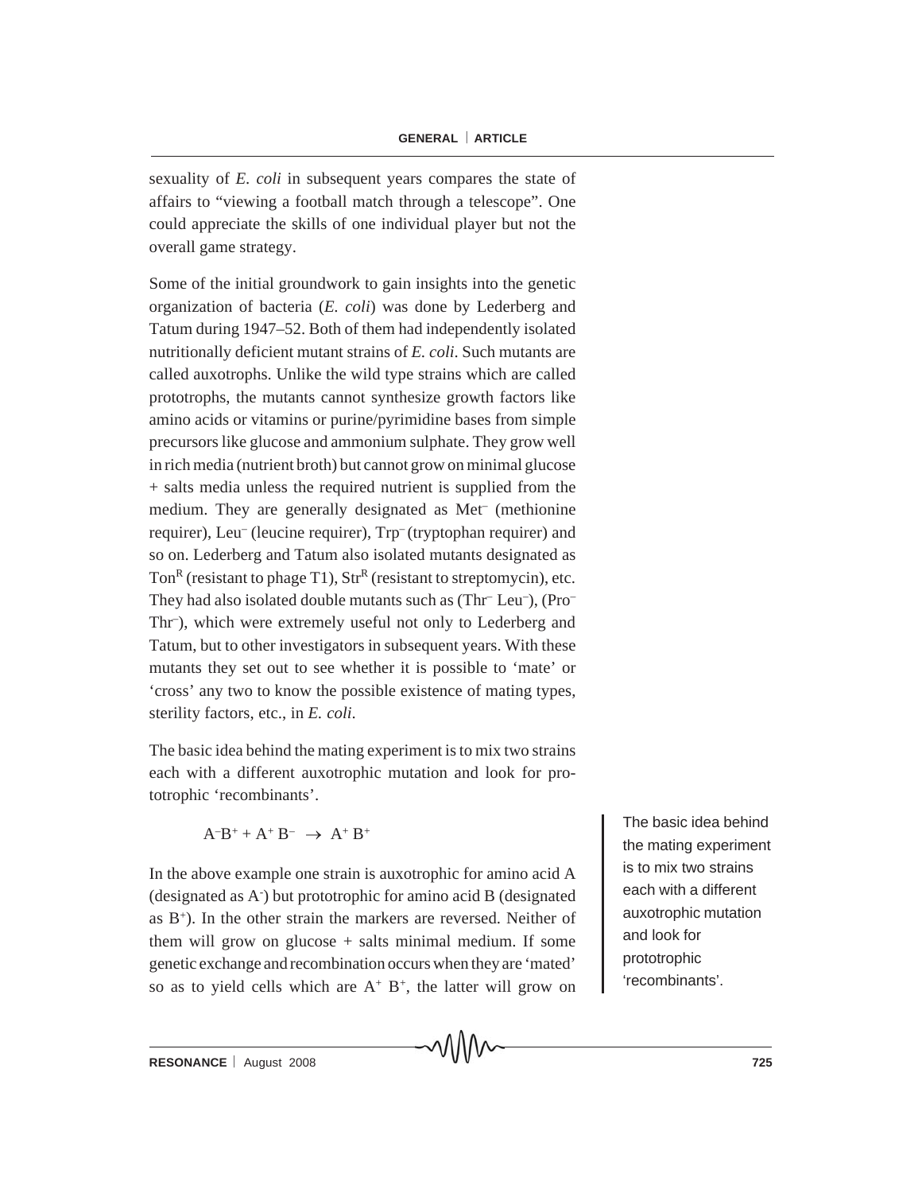sexuality of *E. coli* in subsequent years compares the state of affairs to "viewing a football match through a telescope". One could appreciate the skills of one individual player but not the overall game strategy.

Some of the initial groundwork to gain insights into the genetic organization of bacteria (*E. coli*) was done by Lederberg and Tatum during 1947–52. Both of them had independently isolated nutritionally deficient mutant strains of *E. coli*. Such mutants are called auxotrophs. Unlike the wild type strains which are called prototrophs, the mutants cannot synthesize growth factors like amino acids or vitamins or purine/pyrimidine bases from simple precursors like glucose and ammonium sulphate. They grow well in rich media (nutrient broth) but cannot grow on minimal glucose + salts media unless the required nutrient is supplied from the medium. They are generally designated as $Met^-$ (methionine requirer), $Leu^-$ (leucine requirer), $Trp^-$ (tryptophan requirer) and so on. Lederberg and Tatum also isolated mutants designated as $Ton^R$ (resistant to phage T1), $Str^R$ (resistant to streptomycin), etc. They had also isolated double mutants such as ($Thr^-$ $Leu^-$), ($Pro^-$ $Thr^-$), which were extremely useful not only to Lederberg and Tatum, but to other investigators in subsequent years. With these mutants they set out to see whether it is possible to 'mate' or 'cross' any two to know the possible existence of mating types, sterility factors, etc., in *E. coli*.

The basic idea behind the mating experiment is to mix two strains each with a different auxotrophic mutation and look for prototrophic 'recombinants'.

$$A^-B^+ + A^+ B^- \rightarrow A^+ B^+$$

In the above example one strain is auxotrophic for amino acid A (designated as $A^-$) but prototrophic for amino acid B (designated as $B^+$). In the other strain the markers are reversed. Neither of them will grow on glucose + salts minimal medium. If some genetic exchange and recombination occurs when they are 'mated' so as to yield cells which are $A^+$ $B^+$, the latter will grow on

> The basic idea behind the mating experiment is to mix two strains each with a different auxotrophic mutation and look for prototrophic 'recombinants'.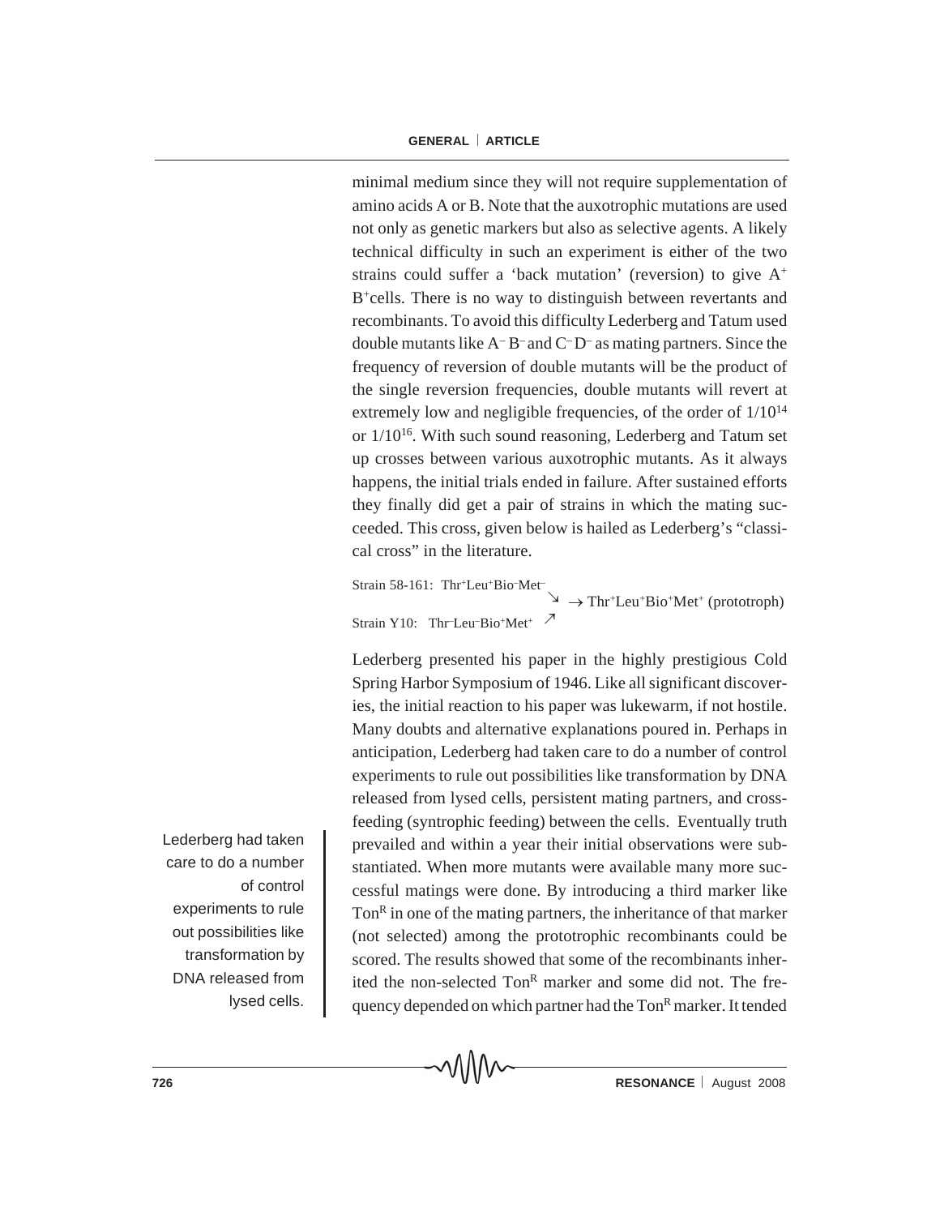minimal medium since they will not require supplementation of amino acids A or B. Note that the auxotrophic mutations are used not only as genetic markers but also as selective agents. A likely technical difficulty in such an experiment is either of the two strains could suffer a 'back mutation' (reversion) to give $A^+$ $B^+$cells. There is no way to distinguish between revertants and recombinants. To avoid this difficulty Lederberg and Tatum used double mutants like $A^-$ $B^-$ and $C^-$ $D^-$ as mating partners. Since the frequency of reversion of double mutants will be the product of the single reversion frequencies, double mutants will revert at extremely low and negligible frequencies, of the order of $1/10^{14}$ or $1/10^{16}$. With such sound reasoning, Lederberg and Tatum set up crosses between various auxotrophic mutants. As it always happens, the initial trials ended in failure. After sustained efforts they finally did get a pair of strains in which the mating succeeded. This cross, given below is hailed as Lederberg's "classical cross" in the literature.

$$\begin{array}{l} \text{Strain 58-161: } Thr^+Leu^+Bio^-Met^- \searrow \\ \qquad\qquad\qquad\qquad\qquad\qquad\qquad \rightarrow Thr^+Leu^+Bio^+Met^+ \text{ (prototroph)} \\ \text{Strain Y10: } Thr^-Leu^-Bio^+Met^+ \nearrow \end{array}$$

Lederberg presented his paper in the highly prestigious Cold Spring Harbor Symposium of 1946. Like all significant discoveries, the initial reaction to his paper was lukewarm, if not hostile. Many doubts and alternative explanations poured in. Perhaps in anticipation, Lederberg had taken care to do a number of control experiments to rule out possibilities like transformation by DNA released from lysed cells, persistent mating partners, and cross-feeding (syntrophic feeding) between the cells. Eventually truth prevailed and within a year their initial observations were substantiated. When more mutants were available many more successful matings were done. By introducing a third marker like $Ton^R$ in one of the mating partners, the inheritance of that marker (not selected) among the prototrophic recombinants could be scored. The results showed that some of the recombinants inherited the non-selected $Ton^R$ marker and some did not. The frequency depended on which partner had the $Ton^R$ marker. It tended

Lederberg had taken care to do a number of control experiments to rule out possibilities like transformation by DNA released from lysed cells.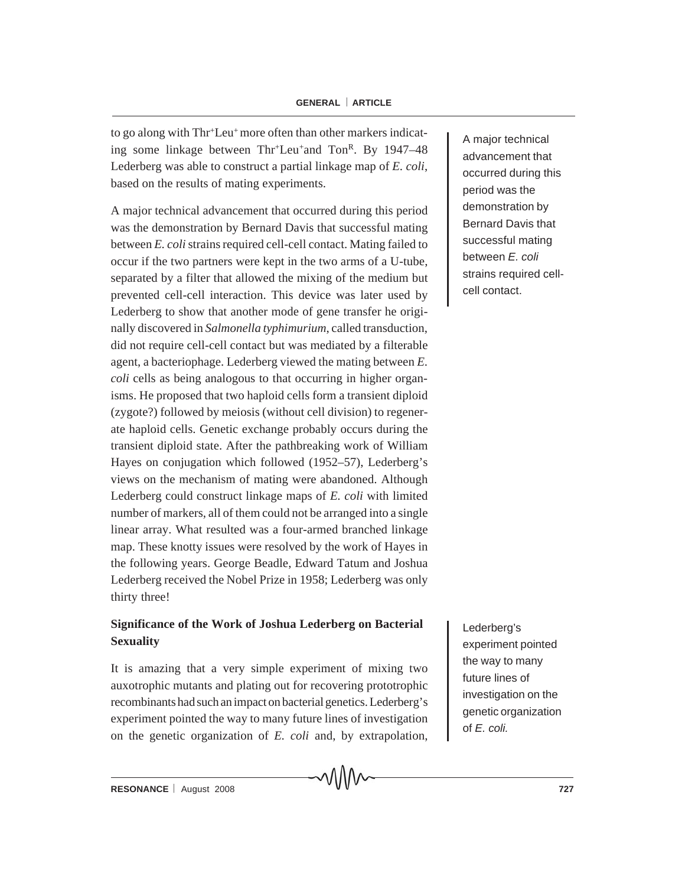to go along with $Thr^+Leu^+$ more often than other markers indicating some linkage between $Thr^+Leu^+$ and $Ton^R$. By 1947–48 Lederberg was able to construct a partial linkage map of *E. coli*, based on the results of mating experiments.

A major technical advancement that occurred during this period was the demonstration by Bernard Davis that successful mating between *E. coli* strains required cell-cell contact. Mating failed to occur if the two partners were kept in the two arms of a U-tube, separated by a filter that allowed the mixing of the medium but prevented cell-cell interaction. This device was later used by Lederberg to show that another mode of gene transfer he originally discovered in *Salmonella typhimurium*, called transduction, did not require cell-cell contact but was mediated by a filterable agent, a bacteriophage. Lederberg viewed the mating between *E. coli* cells as being analogous to that occurring in higher organisms. He proposed that two haploid cells form a transient diploid (zygote?) followed by meiosis (without cell division) to regenerate haploid cells. Genetic exchange probably occurs during the transient diploid state. After the pathbreaking work of William Hayes on conjugation which followed (1952–57), Lederberg's views on the mechanism of mating were abandoned. Although Lederberg could construct linkage maps of *E. coli* with limited number of markers, all of them could not be arranged into a single linear array. What resulted was a four-armed branched linkage map. These knotty issues were resolved by the work of Hayes in the following years. George Beadle, Edward Tatum and Joshua Lederberg received the Nobel Prize in 1958; Lederberg was only thirty three!

A major technical advancement that occurred during this period was the demonstration by Bernard Davis that successful mating between *E. coli* strains required cell-cell contact.

## Significance of the Work of Joshua Lederberg on Bacterial Sexuality

It is amazing that a very simple experiment of mixing two auxotrophic mutants and plating out for recovering prototrophic recombinants had such an impact on bacterial genetics. Lederberg's experiment pointed the way to many future lines of investigation on the genetic organization of *E. coli* and, by extrapolation,

Lederberg's experiment pointed the way to many future lines of investigation on the genetic organization of *E. coli.*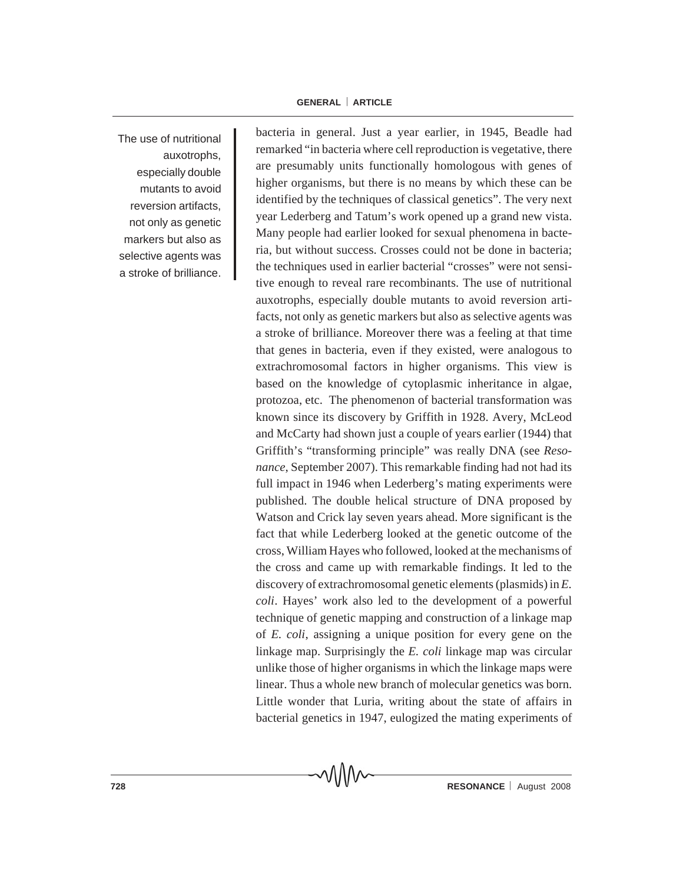The use of nutritional auxotrophs, especially double mutants to avoid reversion artifacts, not only as genetic markers but also as selective agents was a stroke of brilliance.

bacteria in general. Just a year earlier, in 1945, Beadle had remarked "in bacteria where cell reproduction is vegetative, there are presumably units functionally homologous with genes of higher organisms, but there is no means by which these can be identified by the techniques of classical genetics". The very next year Lederberg and Tatum's work opened up a grand new vista. Many people had earlier looked for sexual phenomena in bacteria, but without success. Crosses could not be done in bacteria; the techniques used in earlier bacterial "crosses" were not sensitive enough to reveal rare recombinants. The use of nutritional auxotrophs, especially double mutants to avoid reversion artifacts, not only as genetic markers but also as selective agents was a stroke of brilliance. Moreover there was a feeling at that time that genes in bacteria, even if they existed, were analogous to extrachromosomal factors in higher organisms. This view is based on the knowledge of cytoplasmic inheritance in algae, protozoa, etc. The phenomenon of bacterial transformation was known since its discovery by Griffith in 1928. Avery, McLeod and McCarty had shown just a couple of years earlier (1944) that Griffith's "transforming principle" was really DNA (see *Resonance*, September 2007). This remarkable finding had not had its full impact in 1946 when Lederberg's mating experiments were published. The double helical structure of DNA proposed by Watson and Crick lay seven years ahead. More significant is the fact that while Lederberg looked at the genetic outcome of the cross, William Hayes who followed, looked at the mechanisms of the cross and came up with remarkable findings. It led to the discovery of extrachromosomal genetic elements (plasmids) in *E. coli*. Hayes' work also led to the development of a powerful technique of genetic mapping and construction of a linkage map of *E. coli*, assigning a unique position for every gene on the linkage map. Surprisingly the *E. coli* linkage map was circular unlike those of higher organisms in which the linkage maps were linear. Thus a whole new branch of molecular genetics was born. Little wonder that Luria, writing about the state of affairs in bacterial genetics in 1947, eulogized the mating experiments of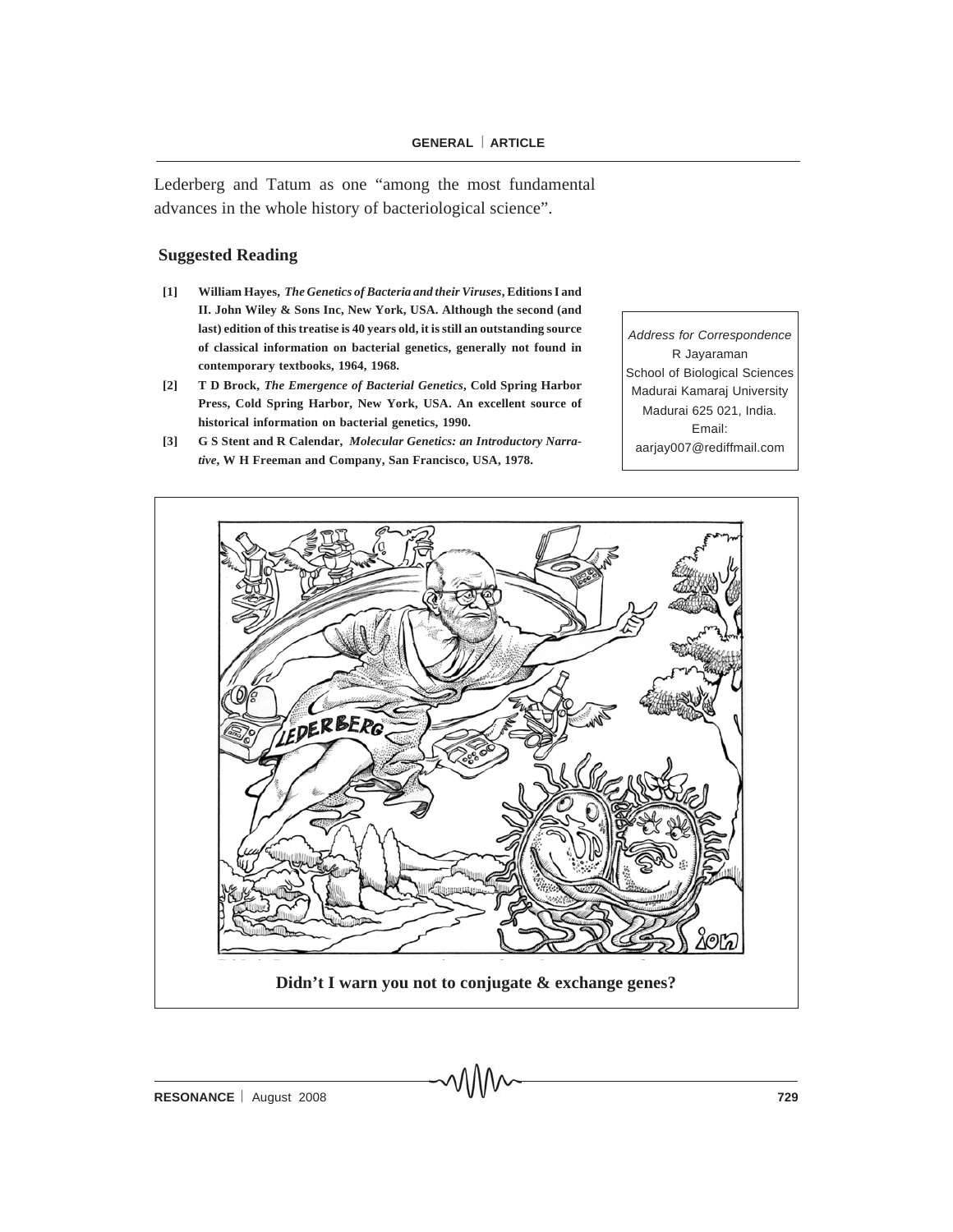Lederberg and Tatum as one "among the most fundamental advances in the whole history of bacteriological science".

## Suggested Reading

[1] **William Hayes, *The Genetics of Bacteria and their Viruses*, Editions I and II. John Wiley & Sons Inc, New York, USA. Although the second (and last) edition of this treatise is 40 years old, it is still an outstanding source of classical information on bacterial genetics, generally not found in contemporary textbooks, 1964, 1968.**

[2] **T D Brock, *The Emergence of Bacterial Genetics*, Cold Spring Harbor Press, Cold Spring Harbor, New York, USA. An excellent source of historical information on bacterial genetics, 1990.**

[3] **G S Stent and R Calendar, *Molecular Genetics: an Introductory Narrative*, W H Freeman and Company, San Francisco, USA, 1978.**

*Address for Correspondence*
R Jayaraman
School of Biological Sciences
Madurai Kamaraj University
Madurai 625 021, India.
Email:
aarjay007@rediffmail.com

**Didn't I warn you not to conjugate & exchange genes?**